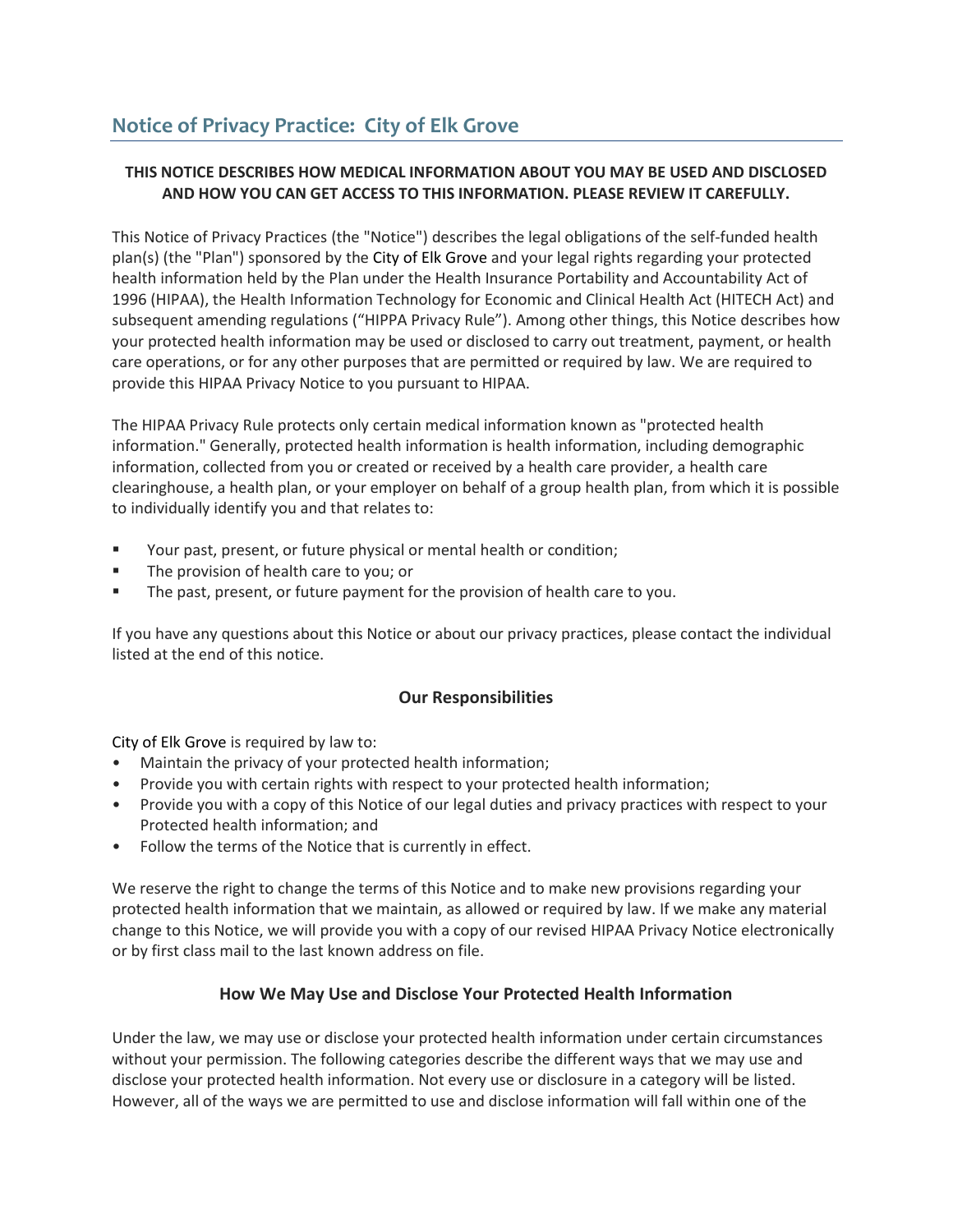## Notice of Privacy Practice: City of Elk Grove

**THIS NOTICE DESCRIBES HOW MEDICAL INFORMATION ABOUT YOU MAY BE USED AND DISCLOSED AND HOW YOU CAN GET ACCESS TO THIS INFORMATION. PLEASE REVIEW IT CAREFULLY.**

This Notice of Privacy Practices (the "Notice") describes the legal obligations of the self-funded health plan(s) (the "Plan") sponsored by the City of Elk Grove and your legal rights regarding your protected health information held by the Plan under the Health Insurance Portability and Accountability Act of 1996 (HIPAA), the Health Information Technology for Economic and Clinical Health Act (HITECH Act) and subsequent amending regulations ("HIPPA Privacy Rule"). Among other things, this Notice describes how your protected health information may be used or disclosed to carry out treatment, payment, or health care operations, or for any other purposes that are permitted or required by law. We are required to provide this HIPAA Privacy Notice to you pursuant to HIPAA.

The HIPAA Privacy Rule protects only certain medical information known as "protected health information." Generally, protected health information is health information, including demographic information, collected from you or created or received by a health care provider, a health care clearinghouse, a health plan, or your employer on behalf of a group health plan, from which it is possible to individually identify you and that relates to:

- Your past, present, or future physical or mental health or condition;
- The provision of health care to you; or
- The past, present, or future payment for the provision of health care to you.

If you have any questions about this Notice or about our privacy practices, please contact the individual listed at the end of this notice.

### Our Responsibilities

City of Elk Grove is required by law to:

- Maintain the privacy of your protected health information;
- Provide you with certain rights with respect to your protected health information;
- Provide you with a copy of this Notice of our legal duties and privacy practices with respect to your Protected health information; and
- Follow the terms of the Notice that is currently in effect.

We reserve the right to change the terms of this Notice and to make new provisions regarding your protected health information that we maintain, as allowed or required by law. If we make any material change to this Notice, we will provide you with a copy of our revised HIPAA Privacy Notice electronically or by first class mail to the last known address on file.

### How We May Use and Disclose Your Protected Health Information

Under the law, we may use or disclose your protected health information under certain circumstances without your permission. The following categories describe the different ways that we may use and disclose your protected health information. Not every use or disclosure in a category will be listed. However, all of the ways we are permitted to use and disclose information will fall within one of the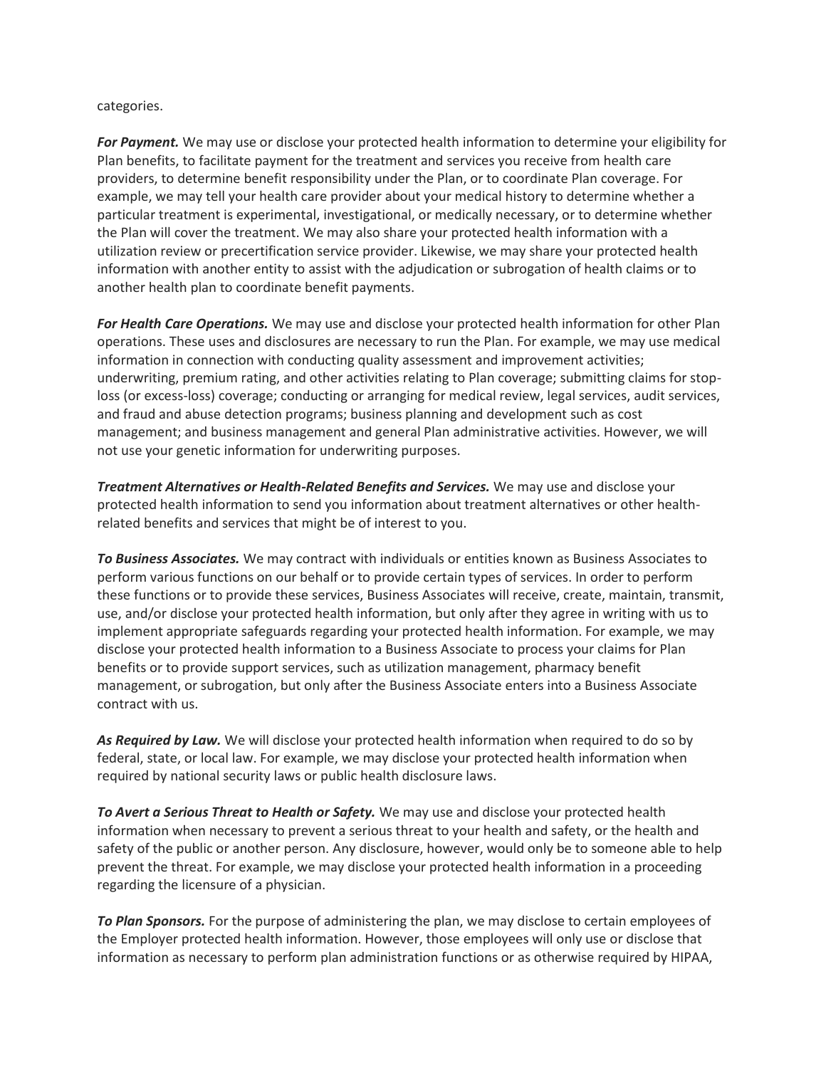categories.

***For Payment.*** We may use or disclose your protected health information to determine your eligibility for Plan benefits, to facilitate payment for the treatment and services you receive from health care providers, to determine benefit responsibility under the Plan, or to coordinate Plan coverage. For example, we may tell your health care provider about your medical history to determine whether a particular treatment is experimental, investigational, or medically necessary, or to determine whether the Plan will cover the treatment. We may also share your protected health information with a utilization review or precertification service provider. Likewise, we may share your protected health information with another entity to assist with the adjudication or subrogation of health claims or to another health plan to coordinate benefit payments.

***For Health Care Operations.*** We may use and disclose your protected health information for other Plan operations. These uses and disclosures are necessary to run the Plan. For example, we may use medical information in connection with conducting quality assessment and improvement activities; underwriting, premium rating, and other activities relating to Plan coverage; submitting claims for stop-loss (or excess-loss) coverage; conducting or arranging for medical review, legal services, audit services, and fraud and abuse detection programs; business planning and development such as cost management; and business management and general Plan administrative activities. However, we will not use your genetic information for underwriting purposes.

***Treatment Alternatives or Health-Related Benefits and Services.*** We may use and disclose your protected health information to send you information about treatment alternatives or other health-related benefits and services that might be of interest to you.

***To Business Associates.*** We may contract with individuals or entities known as Business Associates to perform various functions on our behalf or to provide certain types of services. In order to perform these functions or to provide these services, Business Associates will receive, create, maintain, transmit, use, and/or disclose your protected health information, but only after they agree in writing with us to implement appropriate safeguards regarding your protected health information. For example, we may disclose your protected health information to a Business Associate to process your claims for Plan benefits or to provide support services, such as utilization management, pharmacy benefit management, or subrogation, but only after the Business Associate enters into a Business Associate contract with us.

***As Required by Law.*** We will disclose your protected health information when required to do so by federal, state, or local law. For example, we may disclose your protected health information when required by national security laws or public health disclosure laws.

***To Avert a Serious Threat to Health or Safety.*** We may use and disclose your protected health information when necessary to prevent a serious threat to your health and safety, or the health and safety of the public or another person. Any disclosure, however, would only be to someone able to help prevent the threat. For example, we may disclose your protected health information in a proceeding regarding the licensure of a physician.

***To Plan Sponsors.*** For the purpose of administering the plan, we may disclose to certain employees of the Employer protected health information. However, those employees will only use or disclose that information as necessary to perform plan administration functions or as otherwise required by HIPAA,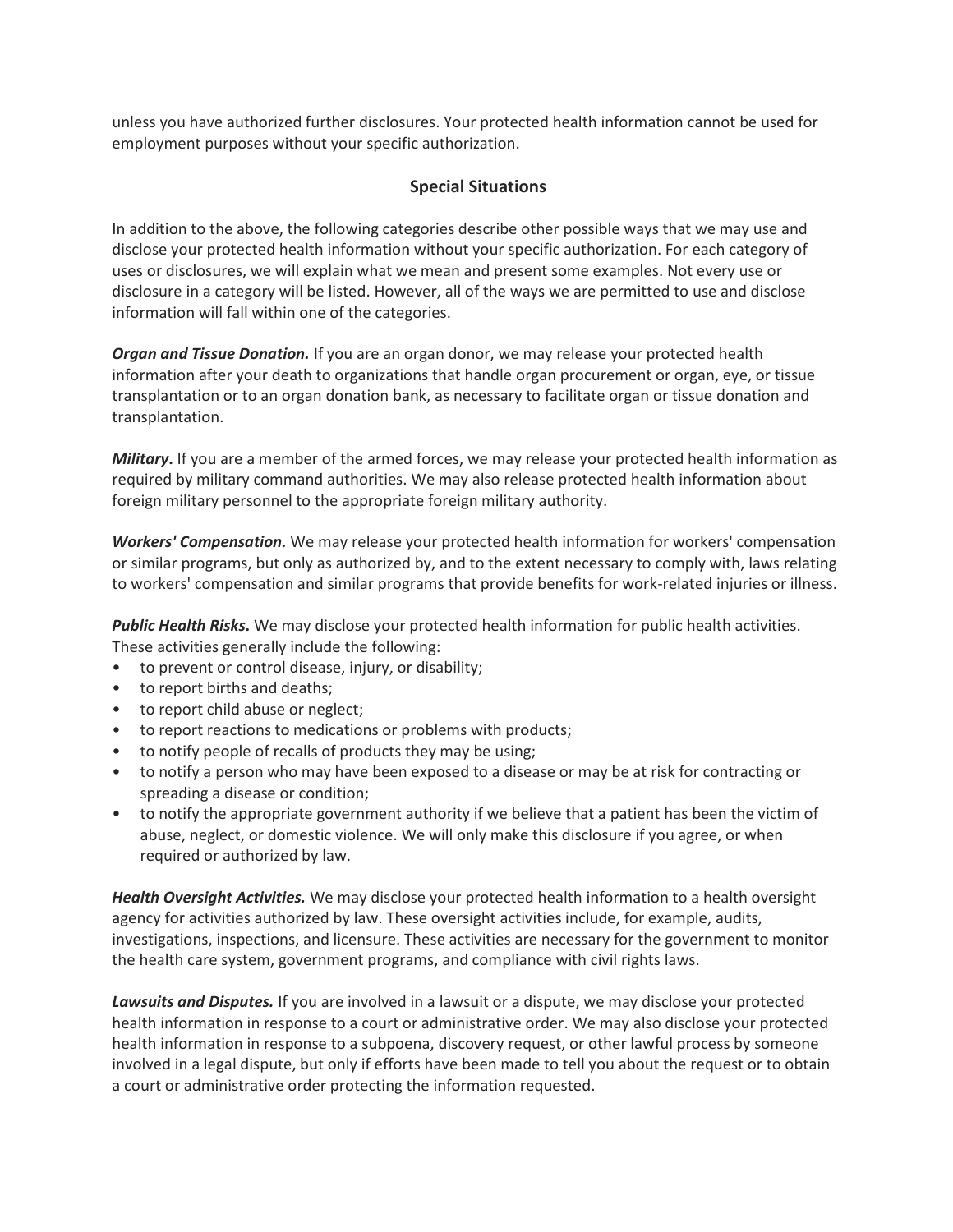unless you have authorized further disclosures. Your protected health information cannot be used for employment purposes without your specific authorization.

## Special Situations

In addition to the above, the following categories describe other possible ways that we may use and disclose your protected health information without your specific authorization. For each category of uses or disclosures, we will explain what we mean and present some examples. Not every use or disclosure in a category will be listed. However, all of the ways we are permitted to use and disclose information will fall within one of the categories.

***Organ and Tissue Donation.*** If you are an organ donor, we may release your protected health information after your death to organizations that handle organ procurement or organ, eye, or tissue transplantation or to an organ donation bank, as necessary to facilitate organ or tissue donation and transplantation.

***Military*.** If you are a member of the armed forces, we may release your protected health information as required by military command authorities. We may also release protected health information about foreign military personnel to the appropriate foreign military authority.

***Workers' Compensation.*** We may release your protected health information for workers' compensation or similar programs, but only as authorized by, and to the extent necessary to comply with, laws relating to workers' compensation and similar programs that provide benefits for work-related injuries or illness.

***Public Health Risks*.** We may disclose your protected health information for public health activities. These activities generally include the following:

- to prevent or control disease, injury, or disability;
- to report births and deaths;
- to report child abuse or neglect;
- to report reactions to medications or problems with products;
- to notify people of recalls of products they may be using;
- to notify a person who may have been exposed to a disease or may be at risk for contracting or spreading a disease or condition;
- to notify the appropriate government authority if we believe that a patient has been the victim of abuse, neglect, or domestic violence. We will only make this disclosure if you agree, or when required or authorized by law.

***Health Oversight Activities.*** We may disclose your protected health information to a health oversight agency for activities authorized by law. These oversight activities include, for example, audits, investigations, inspections, and licensure. These activities are necessary for the government to monitor the health care system, government programs, and compliance with civil rights laws.

***Lawsuits and Disputes.*** If you are involved in a lawsuit or a dispute, we may disclose your protected health information in response to a court or administrative order. We may also disclose your protected health information in response to a subpoena, discovery request, or other lawful process by someone involved in a legal dispute, but only if efforts have been made to tell you about the request or to obtain a court or administrative order protecting the information requested.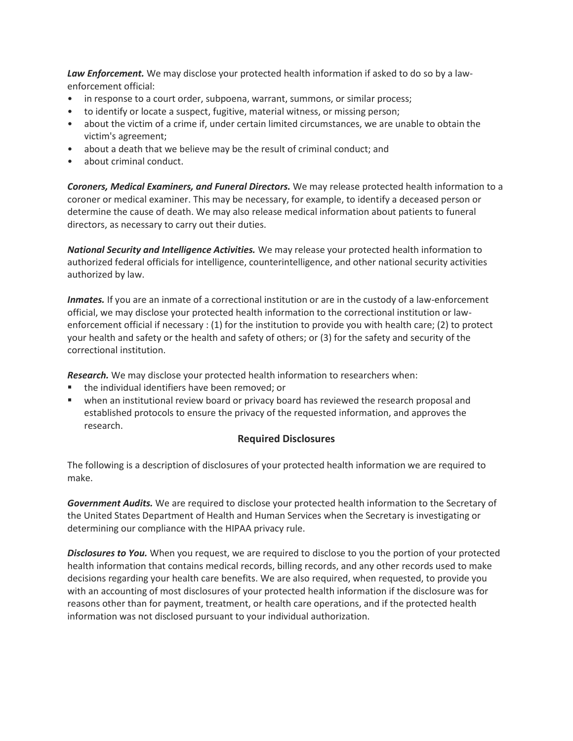***Law Enforcement.*** We may disclose your protected health information if asked to do so by a law-enforcement official:

- in response to a court order, subpoena, warrant, summons, or similar process;
- to identify or locate a suspect, fugitive, material witness, or missing person;
- about the victim of a crime if, under certain limited circumstances, we are unable to obtain the victim's agreement;
- about a death that we believe may be the result of criminal conduct; and
- about criminal conduct.

***Coroners, Medical Examiners, and Funeral Directors.*** We may release protected health information to a coroner or medical examiner. This may be necessary, for example, to identify a deceased person or determine the cause of death. We may also release medical information about patients to funeral directors, as necessary to carry out their duties.

***National Security and Intelligence Activities.*** We may release your protected health information to authorized federal officials for intelligence, counterintelligence, and other national security activities authorized by law.

***Inmates.*** If you are an inmate of a correctional institution or are in the custody of a law-enforcement official, we may disclose your protected health information to the correctional institution or law-enforcement official if necessary : (1) for the institution to provide you with health care; (2) to protect your health and safety or the health and safety of others; or (3) for the safety and security of the correctional institution.

***Research.*** We may disclose your protected health information to researchers when:

- the individual identifiers have been removed; or
- when an institutional review board or privacy board has reviewed the research proposal and established protocols to ensure the privacy of the requested information, and approves the research.

## Required Disclosures

The following is a description of disclosures of your protected health information we are required to make.

***Government Audits.*** We are required to disclose your protected health information to the Secretary of the United States Department of Health and Human Services when the Secretary is investigating or determining our compliance with the HIPAA privacy rule.

***Disclosures to You.*** When you request, we are required to disclose to you the portion of your protected health information that contains medical records, billing records, and any other records used to make decisions regarding your health care benefits. We are also required, when requested, to provide you with an accounting of most disclosures of your protected health information if the disclosure was for reasons other than for payment, treatment, or health care operations, and if the protected health information was not disclosed pursuant to your individual authorization.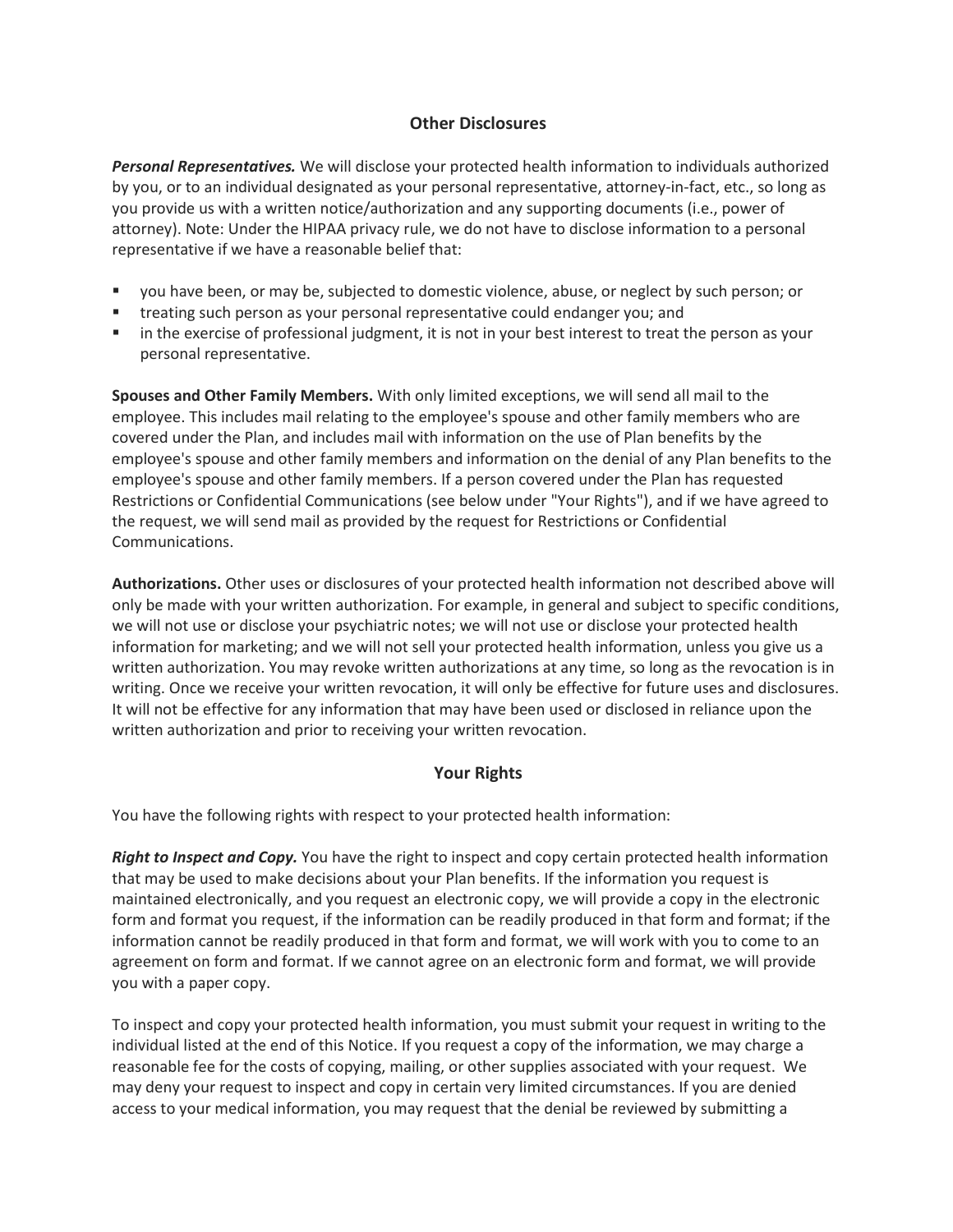## Other Disclosures

***Personal Representatives.*** We will disclose your protected health information to individuals authorized by you, or to an individual designated as your personal representative, attorney-in-fact, etc., so long as you provide us with a written notice/authorization and any supporting documents (i.e., power of attorney). Note: Under the HIPAA privacy rule, we do not have to disclose information to a personal representative if we have a reasonable belief that:

- you have been, or may be, subjected to domestic violence, abuse, or neglect by such person; or
- treating such person as your personal representative could endanger you; and
- in the exercise of professional judgment, it is not in your best interest to treat the person as your personal representative.

**Spouses and Other Family Members.** With only limited exceptions, we will send all mail to the employee. This includes mail relating to the employee's spouse and other family members who are covered under the Plan, and includes mail with information on the use of Plan benefits by the employee's spouse and other family members and information on the denial of any Plan benefits to the employee's spouse and other family members. If a person covered under the Plan has requested Restrictions or Confidential Communications (see below under "Your Rights"), and if we have agreed to the request, we will send mail as provided by the request for Restrictions or Confidential Communications.

**Authorizations.** Other uses or disclosures of your protected health information not described above will only be made with your written authorization. For example, in general and subject to specific conditions, we will not use or disclose your psychiatric notes; we will not use or disclose your protected health information for marketing; and we will not sell your protected health information, unless you give us a written authorization. You may revoke written authorizations at any time, so long as the revocation is in writing. Once we receive your written revocation, it will only be effective for future uses and disclosures. It will not be effective for any information that may have been used or disclosed in reliance upon the written authorization and prior to receiving your written revocation.

## Your Rights

You have the following rights with respect to your protected health information:

***Right to Inspect and Copy.*** You have the right to inspect and copy certain protected health information that may be used to make decisions about your Plan benefits. If the information you request is maintained electronically, and you request an electronic copy, we will provide a copy in the electronic form and format you request, if the information can be readily produced in that form and format; if the information cannot be readily produced in that form and format, we will work with you to come to an agreement on form and format. If we cannot agree on an electronic form and format, we will provide you with a paper copy.

To inspect and copy your protected health information, you must submit your request in writing to the individual listed at the end of this Notice. If you request a copy of the information, we may charge a reasonable fee for the costs of copying, mailing, or other supplies associated with your request. We may deny your request to inspect and copy in certain very limited circumstances. If you are denied access to your medical information, you may request that the denial be reviewed by submitting a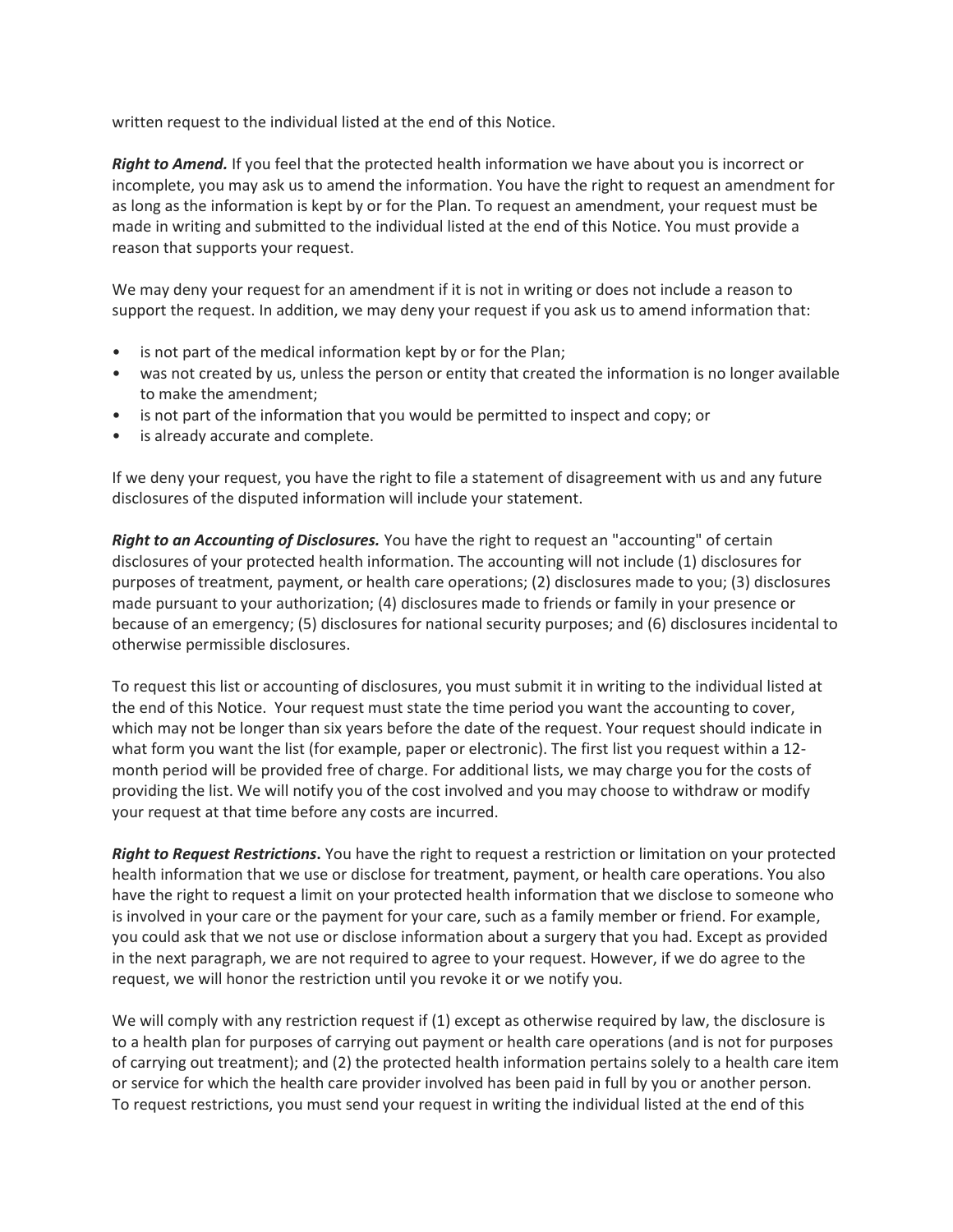written request to the individual listed at the end of this Notice.

***Right to Amend.*** If you feel that the protected health information we have about you is incorrect or incomplete, you may ask us to amend the information. You have the right to request an amendment for as long as the information is kept by or for the Plan. To request an amendment, your request must be made in writing and submitted to the individual listed at the end of this Notice. You must provide a reason that supports your request.

We may deny your request for an amendment if it is not in writing or does not include a reason to support the request. In addition, we may deny your request if you ask us to amend information that:

- is not part of the medical information kept by or for the Plan;
- was not created by us, unless the person or entity that created the information is no longer available to make the amendment;
- is not part of the information that you would be permitted to inspect and copy; or
- is already accurate and complete.

If we deny your request, you have the right to file a statement of disagreement with us and any future disclosures of the disputed information will include your statement.

***Right to an Accounting of Disclosures.*** You have the right to request an "accounting" of certain disclosures of your protected health information. The accounting will not include (1) disclosures for purposes of treatment, payment, or health care operations; (2) disclosures made to you; (3) disclosures made pursuant to your authorization; (4) disclosures made to friends or family in your presence or because of an emergency; (5) disclosures for national security purposes; and (6) disclosures incidental to otherwise permissible disclosures.

To request this list or accounting of disclosures, you must submit it in writing to the individual listed at the end of this Notice. Your request must state the time period you want the accounting to cover, which may not be longer than six years before the date of the request. Your request should indicate in what form you want the list (for example, paper or electronic). The first list you request within a 12-month period will be provided free of charge. For additional lists, we may charge you for the costs of providing the list. We will notify you of the cost involved and you may choose to withdraw or modify your request at that time before any costs are incurred.

***Right to Request Restrictions*****.** You have the right to request a restriction or limitation on your protected health information that we use or disclose for treatment, payment, or health care operations. You also have the right to request a limit on your protected health information that we disclose to someone who is involved in your care or the payment for your care, such as a family member or friend. For example, you could ask that we not use or disclose information about a surgery that you had. Except as provided in the next paragraph, we are not required to agree to your request. However, if we do agree to the request, we will honor the restriction until you revoke it or we notify you.

We will comply with any restriction request if (1) except as otherwise required by law, the disclosure is to a health plan for purposes of carrying out payment or health care operations (and is not for purposes of carrying out treatment); and (2) the protected health information pertains solely to a health care item or service for which the health care provider involved has been paid in full by you or another person. To request restrictions, you must send your request in writing the individual listed at the end of this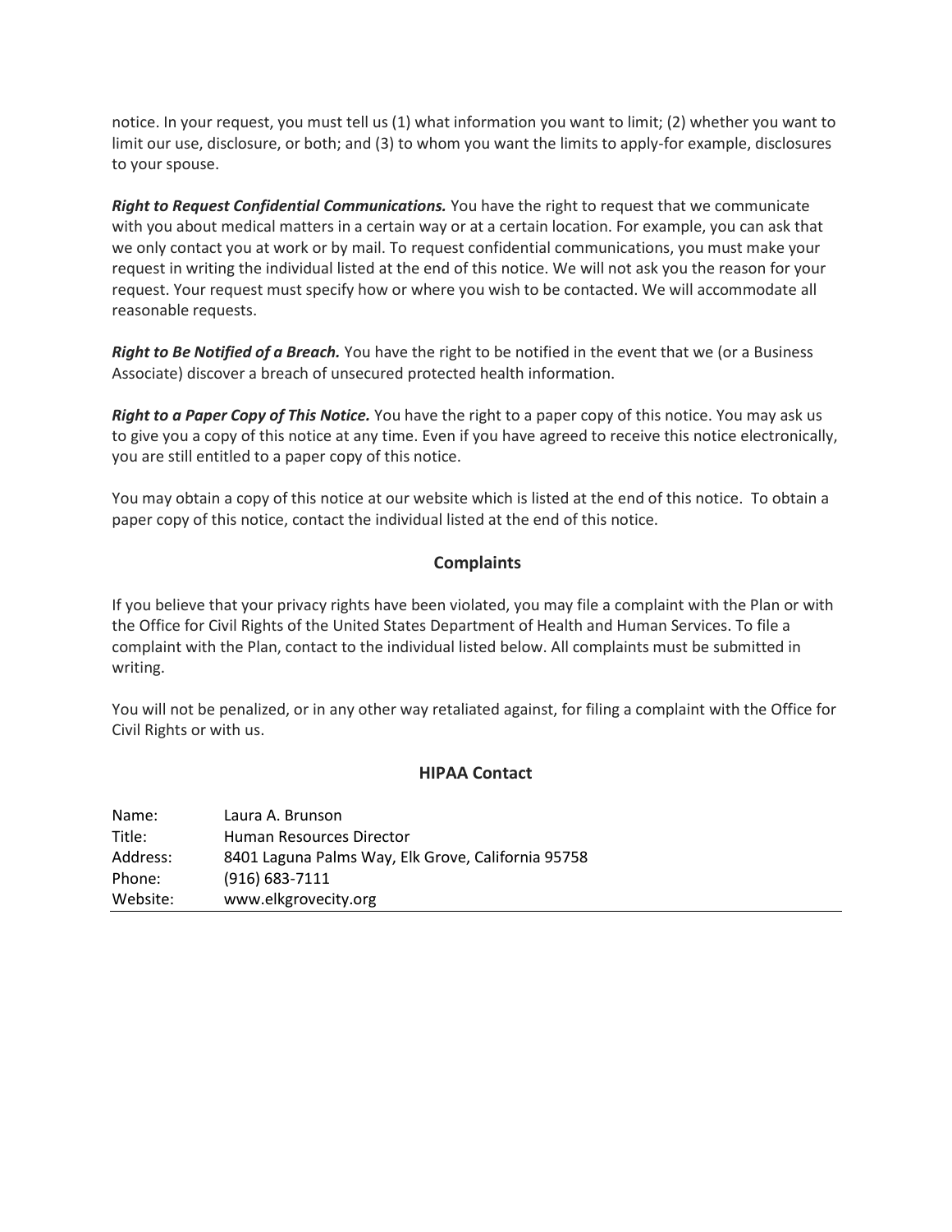notice. In your request, you must tell us (1) what information you want to limit; (2) whether you want to limit our use, disclosure, or both; and (3) to whom you want the limits to apply-for example, disclosures to your spouse.

***Right to Request Confidential Communications.*** You have the right to request that we communicate with you about medical matters in a certain way or at a certain location. For example, you can ask that we only contact you at work or by mail. To request confidential communications, you must make your request in writing the individual listed at the end of this notice. We will not ask you the reason for your request. Your request must specify how or where you wish to be contacted. We will accommodate all reasonable requests.

***Right to Be Notified of a Breach.*** You have the right to be notified in the event that we (or a Business Associate) discover a breach of unsecured protected health information.

***Right to a Paper Copy of This Notice.*** You have the right to a paper copy of this notice. You may ask us to give you a copy of this notice at any time. Even if you have agreed to receive this notice electronically, you are still entitled to a paper copy of this notice.

You may obtain a copy of this notice at our website which is listed at the end of this notice. To obtain a paper copy of this notice, contact the individual listed at the end of this notice.

## Complaints

If you believe that your privacy rights have been violated, you may file a complaint with the Plan or with the Office for Civil Rights of the United States Department of Health and Human Services. To file a complaint with the Plan, contact to the individual listed below. All complaints must be submitted in writing.

You will not be penalized, or in any other way retaliated against, for filing a complaint with the Office for Civil Rights or with us.

## HIPAA Contact

| | |
|---|---|
| Name: | Laura A. Brunson |
| Title: | Human Resources Director |
| Address: | 8401 Laguna Palms Way, Elk Grove, California 95758 |
| Phone: | (916) 683-7111 |
| Website: | www.elkgrovecity.org |